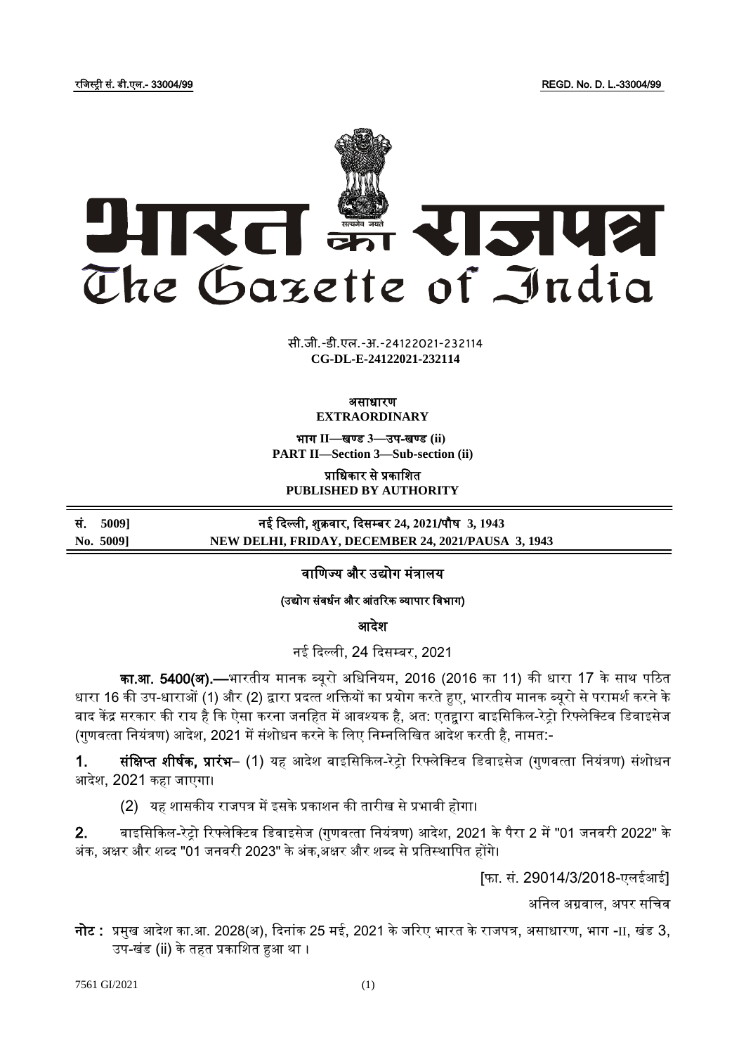रजिस्ट्री सं. डी.एल.- 33004/99 REGD. No. D. L.-33004/99

# भारत का राजपत्र
# The Gazette of India

सी.जी.-डी.एल.-अ.-24122021-232114
**CG-DL-E-24122021-232114**

**असाधारण**
**EXTRAORDINARY**

**भाग II—खण्ड 3—उप-खण्ड (ii)**
**PART II—Section 3—Sub-section (ii)**

**प्राधिकार से प्रकाशित**
**PUBLISHED BY AUTHORITY**

| | |
|---|---|
| **सं. 5009]** | **नई दिल्ली, शुक्रवार, दिसम्बर 24, 2021/पौष 3, 1943** |
| **No. 5009]** | **NEW DELHI, FRIDAY, DECEMBER 24, 2021/PAUSA 3, 1943** |

## वाणिज्य और उद्योग मंत्रालय

### (उद्योग संवर्धन और आंतरिक व्यापार विभाग)

### आदेश

नई दिल्ली, 24 दिसम्बर, 2021

**का.आ. 5400(अ).—**भारतीय मानक ब्यूरो अधिनियम, 2016 (2016 का 11) की धारा 17 के साथ पठित धारा 16 की उप-धाराओं (1) और (2) द्वारा प्रदत्त शक्तियों का प्रयोग करते हुए, भारतीय मानक ब्यूरो से परामर्श करने के बाद केंद्र सरकार की राय है कि ऐसा करना जनहित में आवश्यक है, अत: एतद्द्वारा बाइसिकिल-रेट्रो रिफ्लेक्टिव डिवाइसेज (गुणवत्ता नियंत्रण) आदेश, 2021 में संशोधन करने के लिए निम्नलिखित आदेश करती है, नामत:-

**1. संक्षिप्त शीर्षक, प्रारंभ**– (1) यह आदेश बाइसिकिल-रेट्रो रिफ्लेक्टिव डिवाइसेज (गुणवत्ता नियंत्रण) संशोधन आदेश, 2021 कहा जाएगा।

(2) यह शासकीय राजपत्र में इसके प्रकाशन की तारीख से प्रभावी होगा।

**2.** बाइसिकिल-रेट्रो रिफ्लेक्टिव डिवाइसेज (गुणवत्ता नियंत्रण) आदेश, 2021 के पैरा 2 में "01 जनवरी 2022" के अंक, अक्षर और शब्द "01 जनवरी 2023" के अंक,अक्षर और शब्द से प्रतिस्थापित होंगे।

[फा. सं. 29014/3/2018-एलईआई]

अनिल अग्रवाल, अपर सचिव

**नोट :** प्रमुख आदेश का.आ. 2028(अ), दिनांक 25 मई, 2021 के जरिए भारत के राजपत्र, असाधारण, भाग -II, खंड 3, उप-खंड (ii) के तहत प्रकाशित हुआ था ।

7561 GI/2021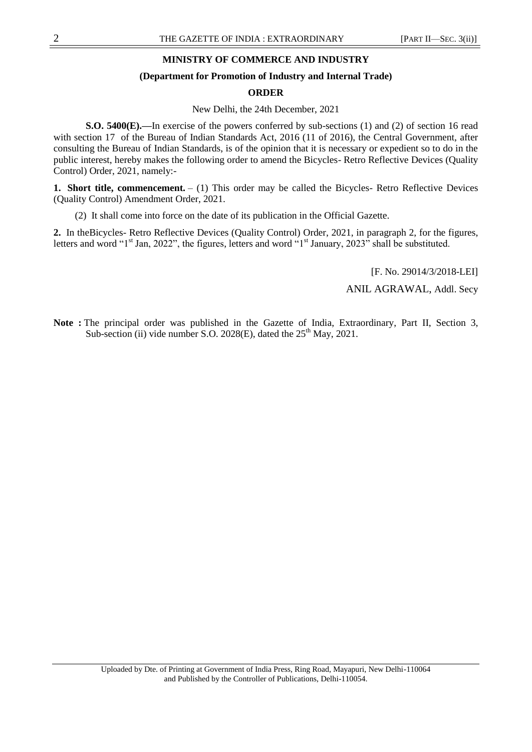**MINISTRY OF COMMERCE AND INDUSTRY**

**(Department for Promotion of Industry and Internal Trade)**

**ORDER**

New Delhi, the 24th December, 2021

**S.O. 5400(E).—**In exercise of the powers conferred by sub-sections (1) and (2) of section 16 read with section 17 of the Bureau of Indian Standards Act, 2016 (11 of 2016), the Central Government, after consulting the Bureau of Indian Standards, is of the opinion that it is necessary or expedient so to do in the public interest, hereby makes the following order to amend the Bicycles- Retro Reflective Devices (Quality Control) Order, 2021, namely:-

**1. Short title, commencement.** – (1) This order may be called the Bicycles- Retro Reflective Devices (Quality Control) Amendment Order, 2021.

(2) It shall come into force on the date of its publication in the Official Gazette.

**2.** In theBicycles- Retro Reflective Devices (Quality Control) Order, 2021, in paragraph 2, for the figures, letters and word "1st Jan, 2022", the figures, letters and word "1st January, 2023" shall be substituted.

[F. No. 29014/3/2018-LEI]

ANIL AGRAWAL, Addl. Secy

**Note :** The principal order was published in the Gazette of India, Extraordinary, Part II, Section 3, Sub-section (ii) vide number S.O. 2028(E), dated the 25th May, 2021.

Uploaded by Dte. of Printing at Government of India Press, Ring Road, Mayapuri, New Delhi-110064 and Published by the Controller of Publications, Delhi-110054.